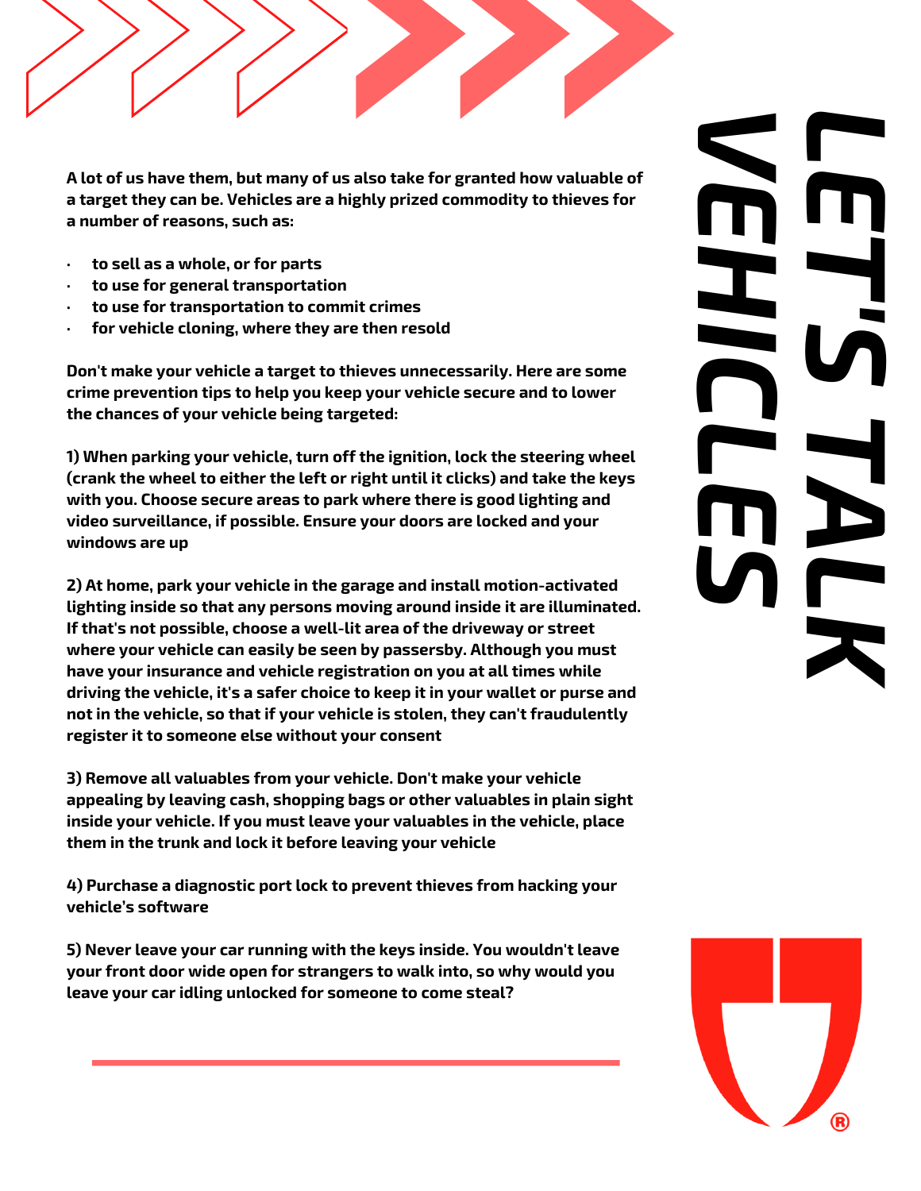# LET'S TALK VEHICLES

**A lot of us have them, but many of us also take for granted how valuable of a target they can be. Vehicles are a highly prized commodity to thieves for a number of reasons, such as:**

- **to sell as a whole, or for parts**
- **to use for general transportation**
- **to use for transportation to commit crimes**
- **for vehicle cloning, where they are then resold**

**Don't make your vehicle a target to thieves unnecessarily. Here are some crime prevention tips to help you keep your vehicle secure and to lower the chances of your vehicle being targeted:**

**1) When parking your vehicle, turn off the ignition, lock the steering wheel (crank the wheel to either the left or right until it clicks) and take the keys with you. Choose secure areas to park where there is good lighting and video surveillance, if possible. Ensure your doors are locked and your windows are up**

**2) At home, park your vehicle in the garage and install motion-activated lighting inside so that any persons moving around inside it are illuminated. If that's not possible, choose a well-lit area of the driveway or street where your vehicle can easily be seen by passersby. Although you must have your insurance and vehicle registration on you at all times while driving the vehicle, it's a safer choice to keep it in your wallet or purse and not in the vehicle, so that if your vehicle is stolen, they can't fraudulently register it to someone else without your consent**

**3) Remove all valuables from your vehicle. Don't make your vehicle appealing by leaving cash, shopping bags or other valuables in plain sight inside your vehicle. If you must leave your valuables in the vehicle, place them in the trunk and lock it before leaving your vehicle**

**4) Purchase a diagnostic port lock to prevent thieves from hacking your vehicle's software**

**5) Never leave your car running with the keys inside. You wouldn't leave your front door wide open for strangers to walk into, so why would you leave your car idling unlocked for someone to come steal?**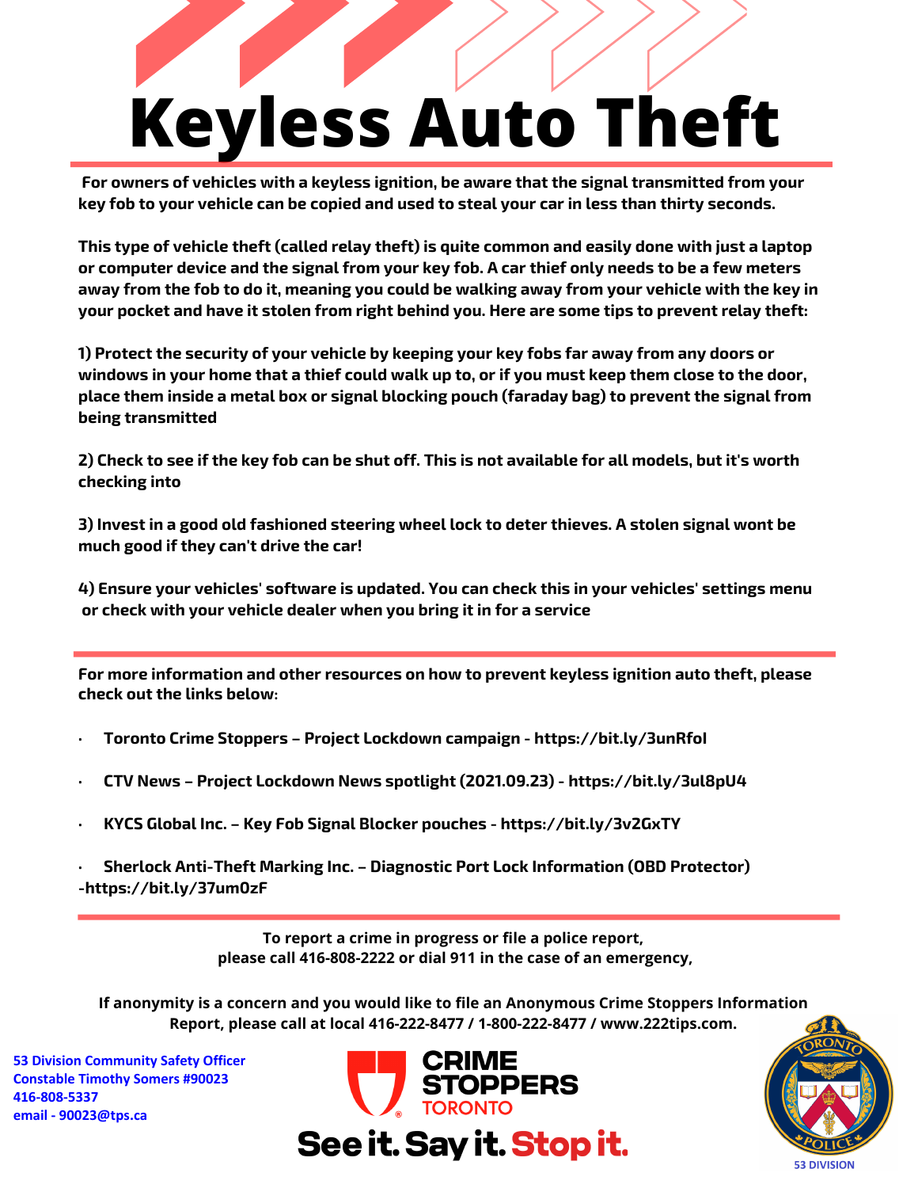# Keyless Auto Theft

For owners of vehicles with a keyless ignition, be aware that the signal transmitted from your key fob to your vehicle can be copied and used to steal your car in less than thirty seconds.

This type of vehicle theft (called relay theft) is quite common and easily done with just a laptop or computer device and the signal from your key fob. A car thief only needs to be a few meters away from the fob to do it, meaning you could be walking away from your vehicle with the key in your pocket and have it stolen from right behind you. Here are some tips to prevent relay theft:

1) Protect the security of your vehicle by keeping your key fobs far away from any doors or windows in your home that a thief could walk up to, or if you must keep them close to the door, place them inside a metal box or signal blocking pouch (faraday bag) to prevent the signal from being transmitted

2) Check to see if the key fob can be shut off. This is not available for all models, but it's worth checking into

3) Invest in a good old fashioned steering wheel lock to deter thieves. A stolen signal wont be much good if they can't drive the car!

4) Ensure your vehicles' software is updated. You can check this in your vehicles' settings menu or check with your vehicle dealer when you bring it in for a service

---

For more information and other resources on how to prevent keyless ignition auto theft, please check out the links below:

- Toronto Crime Stoppers – Project Lockdown campaign - https://bit.ly/3unRfol
- CTV News – Project Lockdown News spotlight (2021.09.23) - https://bit.ly/3ul8pU4
- KYCS Global Inc. – Key Fob Signal Blocker pouches - https://bit.ly/3v2GxTY
- Sherlock Anti-Theft Marking Inc. – Diagnostic Port Lock Information (OBD Protector) -https://bit.ly/37um0zF

---

To report a crime in progress or file a police report, please call 416-808-2222 or dial 911 in the case of an emergency,

If anonymity is a concern and you would like to file an Anonymous Crime Stoppers Information Report, please call at local 416-222-8477 / 1-800-222-8477 / www.222tips.com.

53 Division Community Safety Officer
Constable Timothy Somers #90023
416-808-5337
email - 90023@tps.ca

CRIME STOPPERS TORONTO

See it. Say it. Stop it.

53 DIVISION